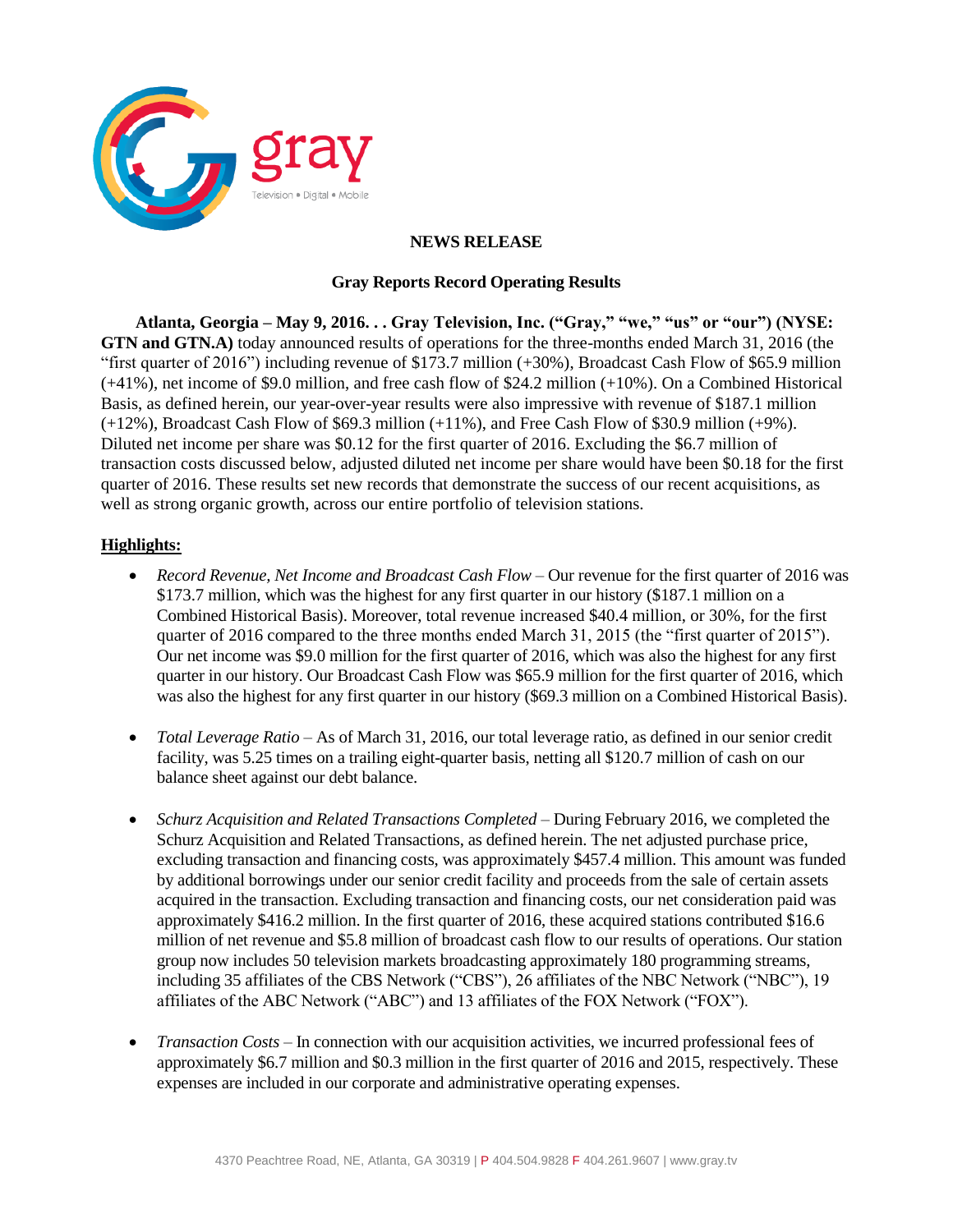**NEWS RELEASE**

**Gray Reports Record Operating Results**

**Atlanta, Georgia – May 9, 2016. . . Gray Television, Inc. ("Gray," "we," "us" or "our") (NYSE: GTN and GTN.A)** today announced results of operations for the three-months ended March 31, 2016 (the "first quarter of 2016") including revenue of $173.7 million (+30%), Broadcast Cash Flow of $65.9 million (+41%), net income of $9.0 million, and free cash flow of $24.2 million (+10%). On a Combined Historical Basis, as defined herein, our year-over-year results were also impressive with revenue of $187.1 million (+12%), Broadcast Cash Flow of $69.3 million (+11%), and Free Cash Flow of $30.9 million (+9%). Diluted net income per share was $0.12 for the first quarter of 2016. Excluding the $6.7 million of transaction costs discussed below, adjusted diluted net income per share would have been $0.18 for the first quarter of 2016. These results set new records that demonstrate the success of our recent acquisitions, as well as strong organic growth, across our entire portfolio of television stations.

**Highlights:**

- *Record Revenue, Net Income and Broadcast Cash Flow* – Our revenue for the first quarter of 2016 was $173.7 million, which was the highest for any first quarter in our history ($187.1 million on a Combined Historical Basis). Moreover, total revenue increased $40.4 million, or 30%, for the first quarter of 2016 compared to the three months ended March 31, 2015 (the "first quarter of 2015"). Our net income was $9.0 million for the first quarter of 2016, which was also the highest for any first quarter in our history. Our Broadcast Cash Flow was $65.9 million for the first quarter of 2016, which was also the highest for any first quarter in our history ($69.3 million on a Combined Historical Basis).

- *Total Leverage Ratio* – As of March 31, 2016, our total leverage ratio, as defined in our senior credit facility, was 5.25 times on a trailing eight-quarter basis, netting all $120.7 million of cash on our balance sheet against our debt balance.

- *Schurz Acquisition and Related Transactions Completed* – During February 2016, we completed the Schurz Acquisition and Related Transactions, as defined herein. The net adjusted purchase price, excluding transaction and financing costs, was approximately $457.4 million. This amount was funded by additional borrowings under our senior credit facility and proceeds from the sale of certain assets acquired in the transaction. Excluding transaction and financing costs, our net consideration paid was approximately $416.2 million. In the first quarter of 2016, these acquired stations contributed $16.6 million of net revenue and $5.8 million of broadcast cash flow to our results of operations. Our station group now includes 50 television markets broadcasting approximately 180 programming streams, including 35 affiliates of the CBS Network ("CBS"), 26 affiliates of the NBC Network ("NBC"), 19 affiliates of the ABC Network ("ABC") and 13 affiliates of the FOX Network ("FOX").

- *Transaction Costs* – In connection with our acquisition activities, we incurred professional fees of approximately $6.7 million and $0.3 million in the first quarter of 2016 and 2015, respectively. These expenses are included in our corporate and administrative operating expenses.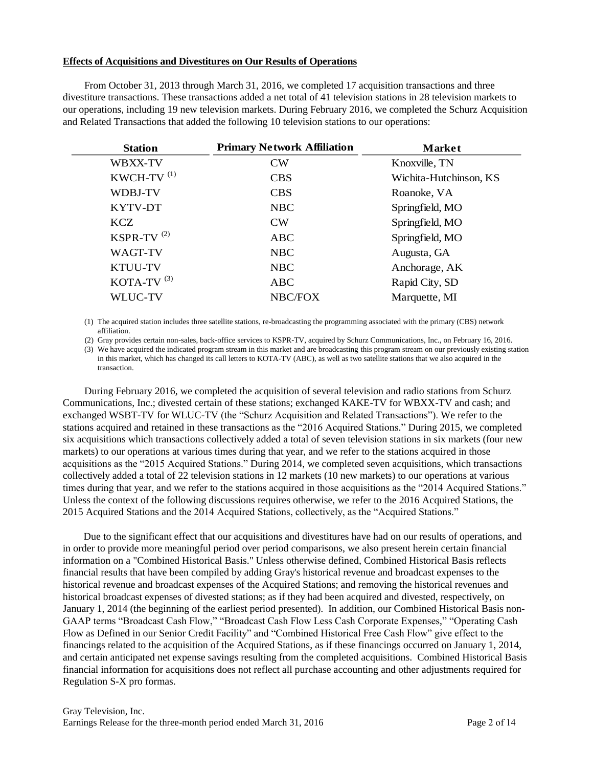**Effects of Acquisitions and Divestitures on Our Results of Operations**

From October 31, 2013 through March 31, 2016, we completed 17 acquisition transactions and three divestiture transactions. These transactions added a net total of 41 television stations in 28 television markets to our operations, including 19 new television markets. During February 2016, we completed the Schurz Acquisition and Related Transactions that added the following 10 television stations to our operations:

| Station | Primary Network Affiliation | Market |
|---|---|---|
| WBXX-TV | CW | Knoxville, TN |
| KWCH-TV (1) | CBS | Wichita-Hutchinson, KS |
| WDBJ-TV | CBS | Roanoke, VA |
| KYTV-DT | NBC | Springfield, MO |
| KCZ | CW | Springfield, MO |
| KSPR-TV (2) | ABC | Springfield, MO |
| WAGT-TV | NBC | Augusta, GA |
| KTUU-TV | NBC | Anchorage, AK |
| KOTA-TV (3) | ABC | Rapid City, SD |
| WLUC-TV | NBC/FOX | Marquette, MI |

(1) The acquired station includes three satellite stations, re-broadcasting the programming associated with the primary (CBS) network affiliation.

(2) Gray provides certain non-sales, back-office services to KSPR-TV, acquired by Schurz Communications, Inc., on February 16, 2016.

(3) We have acquired the indicated program stream in this market and are broadcasting this program stream on our previously existing station in this market, which has changed its call letters to KOTA-TV (ABC), as well as two satellite stations that we also acquired in the transaction.

During February 2016, we completed the acquisition of several television and radio stations from Schurz Communications, Inc.; divested certain of these stations; exchanged KAKE-TV for WBXX-TV and cash; and exchanged WSBT-TV for WLUC-TV (the "Schurz Acquisition and Related Transactions"). We refer to the stations acquired and retained in these transactions as the "2016 Acquired Stations." During 2015, we completed six acquisitions which transactions collectively added a total of seven television stations in six markets (four new markets) to our operations at various times during that year, and we refer to the stations acquired in those acquisitions as the "2015 Acquired Stations." During 2014, we completed seven acquisitions, which transactions collectively added a total of 22 television stations in 12 markets (10 new markets) to our operations at various times during that year, and we refer to the stations acquired in those acquisitions as the "2014 Acquired Stations." Unless the context of the following discussions requires otherwise, we refer to the 2016 Acquired Stations, the 2015 Acquired Stations and the 2014 Acquired Stations, collectively, as the "Acquired Stations."

Due to the significant effect that our acquisitions and divestitures have had on our results of operations, and in order to provide more meaningful period over period comparisons, we also present herein certain financial information on a "Combined Historical Basis." Unless otherwise defined, Combined Historical Basis reflects financial results that have been compiled by adding Gray's historical revenue and broadcast expenses to the historical revenue and broadcast expenses of the Acquired Stations; and removing the historical revenues and historical broadcast expenses of divested stations; as if they had been acquired and divested, respectively, on January 1, 2014 (the beginning of the earliest period presented). In addition, our Combined Historical Basis non-GAAP terms "Broadcast Cash Flow," "Broadcast Cash Flow Less Cash Corporate Expenses," "Operating Cash Flow as Defined in our Senior Credit Facility" and "Combined Historical Free Cash Flow" give effect to the financings related to the acquisition of the Acquired Stations, as if these financings occurred on January 1, 2014, and certain anticipated net expense savings resulting from the completed acquisitions. Combined Historical Basis financial information for acquisitions does not reflect all purchase accounting and other adjustments required for Regulation S-X pro formas.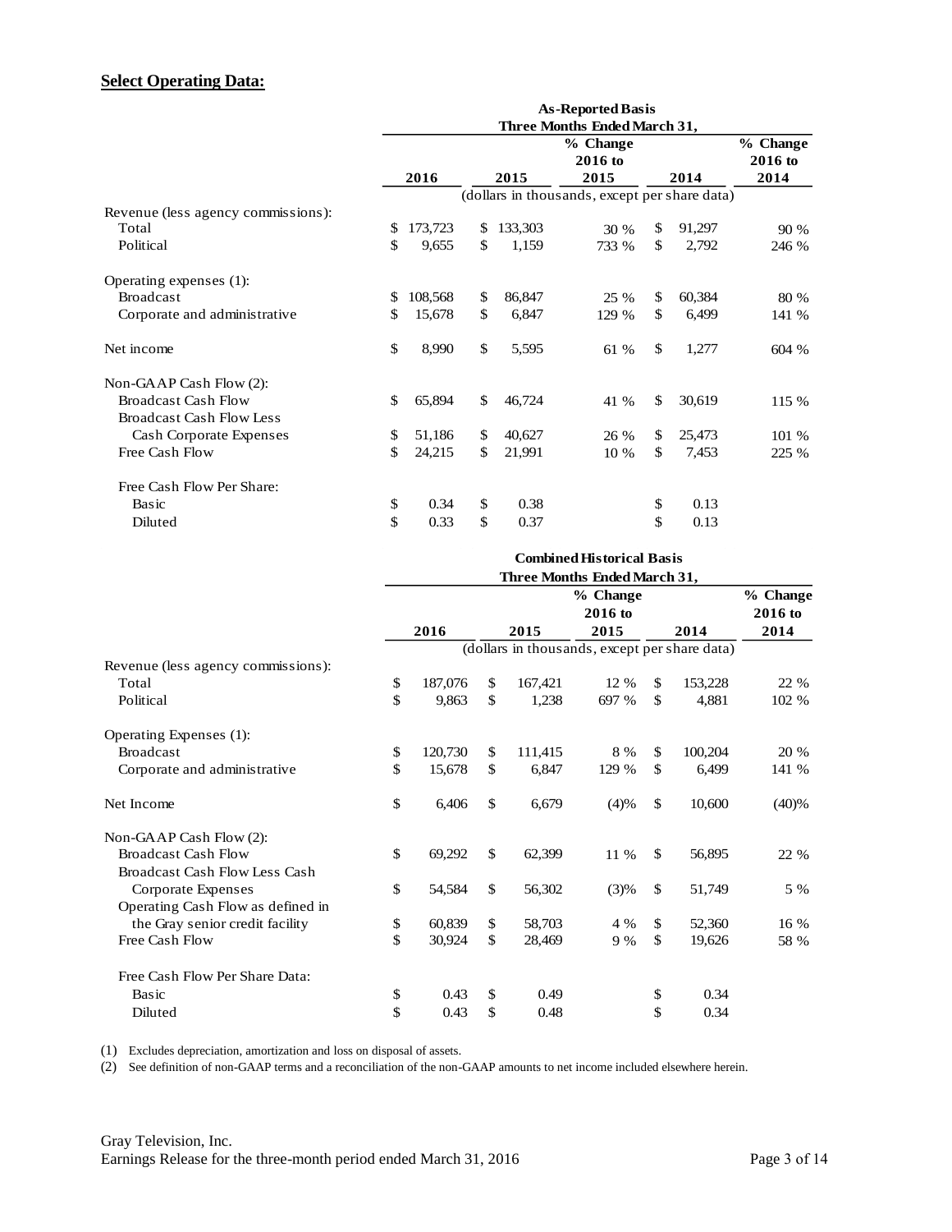## Select Operating Data:

| | As-Reported Basis | | | | |
|---|---|---|---|---|---|
| | Three Months Ended March 31, | | | | |
| | 2016 | 2015 | % Change 2016 to 2015 | 2014 | % Change 2016 to 2014 |
| | (dollars in thousands, except per share data) | | | | |
| Revenue (less agency commissions): | | | | | |
| Total | $ 173,723 | $ 133,303 | 30 % | $ 91,297 | 90 % |
| Political | $ 9,655 | $ 1,159 | 733 % | $ 2,792 | 246 % |
| Operating expenses (1): | | | | | |
| Broadcast | $ 108,568 | $ 86,847 | 25 % | $ 60,384 | 80 % |
| Corporate and administrative | $ 15,678 | $ 6,847 | 129 % | $ 6,499 | 141 % |
| Net income | $ 8,990 | $ 5,595 | 61 % | $ 1,277 | 604 % |
| Non-GAAP Cash Flow (2): | | | | | |
| Broadcast Cash Flow | $ 65,894 | $ 46,724 | 41 % | $ 30,619 | 115 % |
| Broadcast Cash Flow Less Cash Corporate Expenses | $ 51,186 | $ 40,627 | 26 % | $ 25,473 | 101 % |
| Free Cash Flow | $ 24,215 | $ 21,991 | 10 % | $ 7,453 | 225 % |
| Free Cash Flow Per Share: | | | | | |
| Basic | $ 0.34 | $ 0.38 | | $ 0.13 | |
| Diluted | $ 0.33 | $ 0.37 | | $ 0.13 | |

| | Combined Historical Basis | | | | |
|---|---|---|---|---|---|
| | Three Months Ended March 31, | | | | |
| | 2016 | 2015 | % Change 2016 to 2015 | 2014 | % Change 2016 to 2014 |
| | (dollars in thousands, except per share data) | | | | |
| Revenue (less agency commissions): | | | | | |
| Total | $ 187,076 | $ 167,421 | 12 % | $ 153,228 | 22 % |
| Political | $ 9,863 | $ 1,238 | 697 % | $ 4,881 | 102 % |
| Operating Expenses (1): | | | | | |
| Broadcast | $ 120,730 | $ 111,415 | 8 % | $ 100,204 | 20 % |
| Corporate and administrative | $ 15,678 | $ 6,847 | 129 % | $ 6,499 | 141 % |
| Net Income | $ 6,406 | $ 6,679 | (4)% | $ 10,600 | (40)% |
| Non-GAAP Cash Flow (2): | | | | | |
| Broadcast Cash Flow | $ 69,292 | $ 62,399 | 11 % | $ 56,895 | 22 % |
| Broadcast Cash Flow Less Cash Corporate Expenses | $ 54,584 | $ 56,302 | (3)% | $ 51,749 | 5 % |
| Operating Cash Flow as defined in the Gray senior credit facility | $ 60,839 | $ 58,703 | 4 % | $ 52,360 | 16 % |
| Free Cash Flow | $ 30,924 | $ 28,469 | 9 % | $ 19,626 | 58 % |
| Free Cash Flow Per Share Data: | | | | | |
| Basic | $ 0.43 | $ 0.49 | | $ 0.34 | |
| Diluted | $ 0.43 | $ 0.48 | | $ 0.34 | |

(1) Excludes depreciation, amortization and loss on disposal of assets.

(2) See definition of non-GAAP terms and a reconciliation of the non-GAAP amounts to net income included elsewhere herein.

Gray Television, Inc.
Earnings Release for the three-month period ended March 31, 2016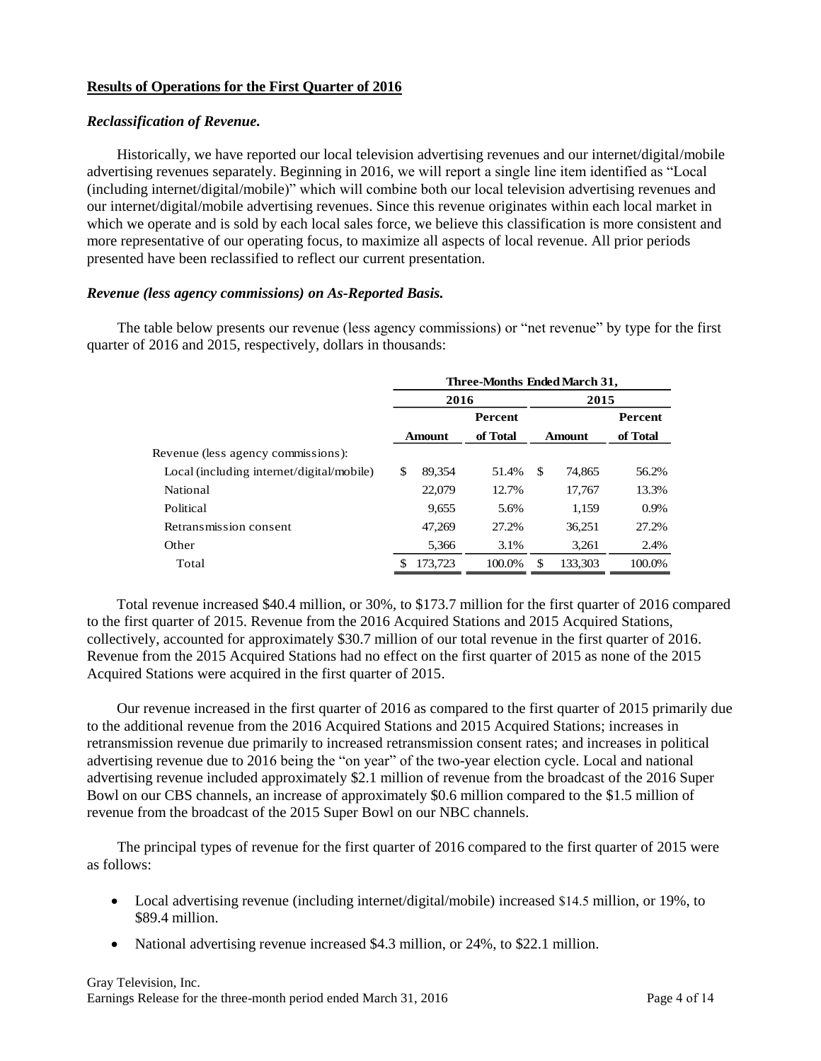## Results of Operations for the First Quarter of 2016

### *Reclassification of Revenue.*

Historically, we have reported our local television advertising revenues and our internet/digital/mobile advertising revenues separately. Beginning in 2016, we will report a single line item identified as "Local (including internet/digital/mobile)" which will combine both our local television advertising revenues and our internet/digital/mobile advertising revenues. Since this revenue originates within each local market in which we operate and is sold by each local sales force, we believe this classification is more consistent and more representative of our operating focus, to maximize all aspects of local revenue. All prior periods presented have been reclassified to reflect our current presentation.

### *Revenue (less agency commissions) on As-Reported Basis.*

The table below presents our revenue (less agency commissions) or "net revenue" by type for the first quarter of 2016 and 2015, respectively, dollars in thousands:

| | Three-Months Ended March 31, | | | |
|---|---|---|---|---|
| | 2016 | | 2015 | |
| | Amount | Percent of Total | Amount | Percent of Total |
| Revenue (less agency commissions): | | | | |
| Local (including internet/digital/mobile) | $ 89,354 | 51.4% | $ 74,865 | 56.2% |
| National | 22,079 | 12.7% | 17,767 | 13.3% |
| Political | 9,655 | 5.6% | 1,159 | 0.9% |
| Retransmission consent | 47,269 | 27.2% | 36,251 | 27.2% |
| Other | 5,366 | 3.1% | 3,261 | 2.4% |
| Total | $ 173,723 | 100.0% | $ 133,303 | 100.0% |

Total revenue increased $40.4 million, or 30%, to $173.7 million for the first quarter of 2016 compared to the first quarter of 2015. Revenue from the 2016 Acquired Stations and 2015 Acquired Stations, collectively, accounted for approximately $30.7 million of our total revenue in the first quarter of 2016. Revenue from the 2015 Acquired Stations had no effect on the first quarter of 2015 as none of the 2015 Acquired Stations were acquired in the first quarter of 2015.

Our revenue increased in the first quarter of 2016 as compared to the first quarter of 2015 primarily due to the additional revenue from the 2016 Acquired Stations and 2015 Acquired Stations; increases in retransmission revenue due primarily to increased retransmission consent rates; and increases in political advertising revenue due to 2016 being the "on year" of the two-year election cycle. Local and national advertising revenue included approximately $2.1 million of revenue from the broadcast of the 2016 Super Bowl on our CBS channels, an increase of approximately $0.6 million compared to the $1.5 million of revenue from the broadcast of the 2015 Super Bowl on our NBC channels.

The principal types of revenue for the first quarter of 2016 compared to the first quarter of 2015 were as follows:

- Local advertising revenue (including internet/digital/mobile) increased $14.5 million, or 19%, to $89.4 million.
- National advertising revenue increased $4.3 million, or 24%, to $22.1 million.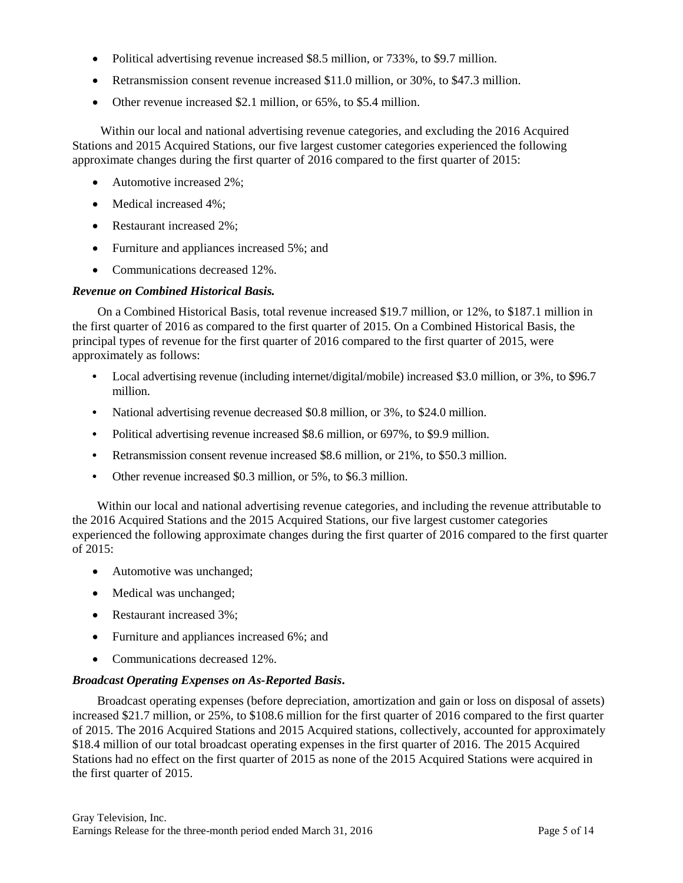- Political advertising revenue increased \$8.5 million, or 733%, to \$9.7 million.
- Retransmission consent revenue increased \$11.0 million, or 30%, to \$47.3 million.
- Other revenue increased \$2.1 million, or 65%, to \$5.4 million.

Within our local and national advertising revenue categories, and excluding the 2016 Acquired Stations and 2015 Acquired Stations, our five largest customer categories experienced the following approximate changes during the first quarter of 2016 compared to the first quarter of 2015:

- Automotive increased 2%;
- Medical increased 4%;
- Restaurant increased 2%;
- Furniture and appliances increased 5%; and
- Communications decreased 12%.

***Revenue on Combined Historical Basis.***

On a Combined Historical Basis, total revenue increased \$19.7 million, or 12%, to \$187.1 million in the first quarter of 2016 as compared to the first quarter of 2015. On a Combined Historical Basis, the principal types of revenue for the first quarter of 2016 compared to the first quarter of 2015, were approximately as follows:

- Local advertising revenue (including internet/digital/mobile) increased \$3.0 million, or 3%, to \$96.7 million.
- National advertising revenue decreased \$0.8 million, or 3%, to \$24.0 million.
- Political advertising revenue increased \$8.6 million, or 697%, to \$9.9 million.
- Retransmission consent revenue increased \$8.6 million, or 21%, to \$50.3 million.
- Other revenue increased \$0.3 million, or 5%, to \$6.3 million.

Within our local and national advertising revenue categories, and including the revenue attributable to the 2016 Acquired Stations and the 2015 Acquired Stations, our five largest customer categories experienced the following approximate changes during the first quarter of 2016 compared to the first quarter of 2015:

- Automotive was unchanged;
- Medical was unchanged;
- Restaurant increased 3%;
- Furniture and appliances increased 6%; and
- Communications decreased 12%.

***Broadcast Operating Expenses on As-Reported Basis.***

Broadcast operating expenses (before depreciation, amortization and gain or loss on disposal of assets) increased \$21.7 million, or 25%, to \$108.6 million for the first quarter of 2016 compared to the first quarter of 2015. The 2016 Acquired Stations and 2015 Acquired stations, collectively, accounted for approximately \$18.4 million of our total broadcast operating expenses in the first quarter of 2016. The 2015 Acquired Stations had no effect on the first quarter of 2015 as none of the 2015 Acquired Stations were acquired in the first quarter of 2015.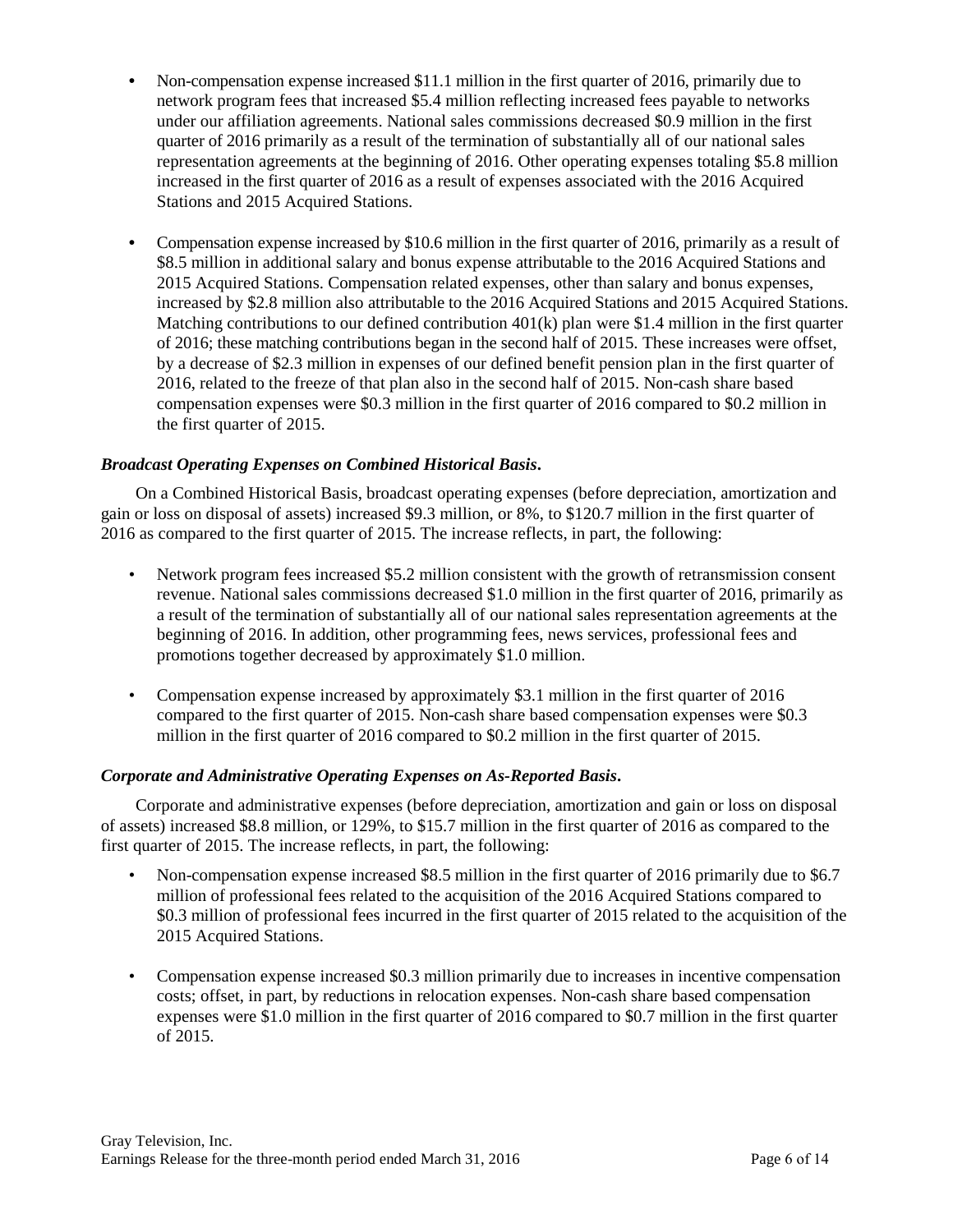- Non-compensation expense increased $11.1 million in the first quarter of 2016, primarily due to network program fees that increased $5.4 million reflecting increased fees payable to networks under our affiliation agreements. National sales commissions decreased $0.9 million in the first quarter of 2016 primarily as a result of the termination of substantially all of our national sales representation agreements at the beginning of 2016. Other operating expenses totaling $5.8 million increased in the first quarter of 2016 as a result of expenses associated with the 2016 Acquired Stations and 2015 Acquired Stations.

- Compensation expense increased by $10.6 million in the first quarter of 2016, primarily as a result of $8.5 million in additional salary and bonus expense attributable to the 2016 Acquired Stations and 2015 Acquired Stations. Compensation related expenses, other than salary and bonus expenses, increased by $2.8 million also attributable to the 2016 Acquired Stations and 2015 Acquired Stations. Matching contributions to our defined contribution 401(k) plan were $1.4 million in the first quarter of 2016; these matching contributions began in the second half of 2015. These increases were offset, by a decrease of $2.3 million in expenses of our defined benefit pension plan in the first quarter of 2016, related to the freeze of that plan also in the second half of 2015. Non-cash share based compensation expenses were $0.3 million in the first quarter of 2016 compared to $0.2 million in the first quarter of 2015.

***Broadcast Operating Expenses on Combined Historical Basis*.**

On a Combined Historical Basis, broadcast operating expenses (before depreciation, amortization and gain or loss on disposal of assets) increased $9.3 million, or 8%, to $120.7 million in the first quarter of 2016 as compared to the first quarter of 2015. The increase reflects, in part, the following:

- Network program fees increased $5.2 million consistent with the growth of retransmission consent revenue. National sales commissions decreased $1.0 million in the first quarter of 2016, primarily as a result of the termination of substantially all of our national sales representation agreements at the beginning of 2016. In addition, other programming fees, news services, professional fees and promotions together decreased by approximately $1.0 million.

- Compensation expense increased by approximately $3.1 million in the first quarter of 2016 compared to the first quarter of 2015. Non-cash share based compensation expenses were $0.3 million in the first quarter of 2016 compared to $0.2 million in the first quarter of 2015.

***Corporate and Administrative Operating Expenses on As-Reported Basis*.**

Corporate and administrative expenses (before depreciation, amortization and gain or loss on disposal of assets) increased $8.8 million, or 129%, to $15.7 million in the first quarter of 2016 as compared to the first quarter of 2015. The increase reflects, in part, the following:

- Non-compensation expense increased $8.5 million in the first quarter of 2016 primarily due to $6.7 million of professional fees related to the acquisition of the 2016 Acquired Stations compared to $0.3 million of professional fees incurred in the first quarter of 2015 related to the acquisition of the 2015 Acquired Stations.

- Compensation expense increased $0.3 million primarily due to increases in incentive compensation costs; offset, in part, by reductions in relocation expenses. Non-cash share based compensation expenses were $1.0 million in the first quarter of 2016 compared to $0.7 million in the first quarter of 2015.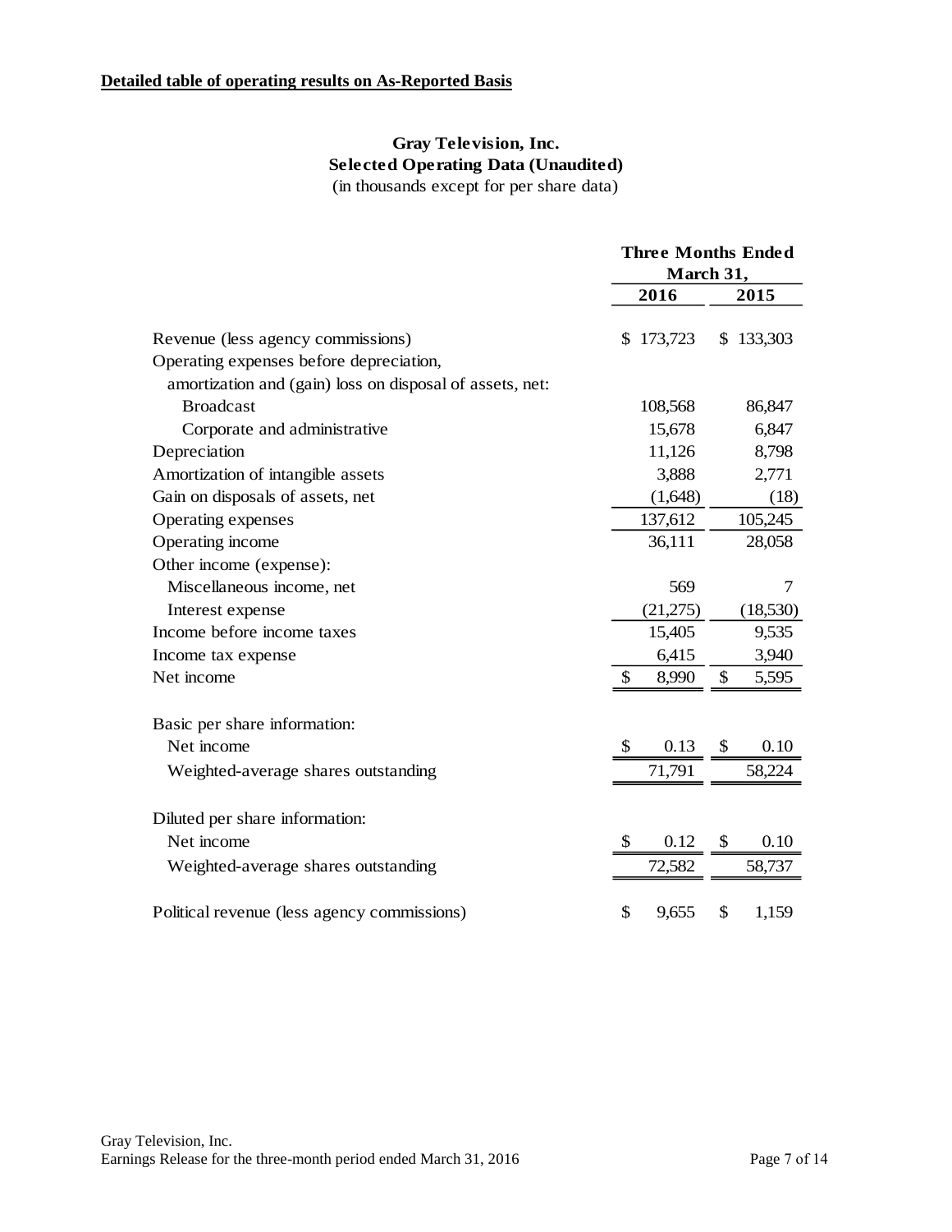**Detailed table of operating results on As-Reported Basis**

## Gray Television, Inc.
## Selected Operating Data (Unaudited)
(in thousands except for per share data)

| | Three Months Ended March 31, | |
|---|---|---|
| | 2016 | 2015 |
| Revenue (less agency commissions) | $ 173,723 | $ 133,303 |
| Operating expenses before depreciation, amortization and (gain) loss on disposal of assets, net: | | |
| Broadcast | 108,568 | 86,847 |
| Corporate and administrative | 15,678 | 6,847 |
| Depreciation | 11,126 | 8,798 |
| Amortization of intangible assets | 3,888 | 2,771 |
| Gain on disposals of assets, net | (1,648) | (18) |
| Operating expenses | 137,612 | 105,245 |
| Operating income | 36,111 | 28,058 |
| Other income (expense): | | |
| Miscellaneous income, net | 569 | 7 |
| Interest expense | (21,275) | (18,530) |
| Income before income taxes | 15,405 | 9,535 |
| Income tax expense | 6,415 | 3,940 |
| Net income | $ 8,990 | $ 5,595 |
| | | |
| Basic per share information: | | |
| Net income | $ 0.13 | $ 0.10 |
| Weighted-average shares outstanding | 71,791 | 58,224 |
| | | |
| Diluted per share information: | | |
| Net income | $ 0.12 | $ 0.10 |
| Weighted-average shares outstanding | 72,582 | 58,737 |
| | | |
| Political revenue (less agency commissions) | $ 9,655 | $ 1,159 |

Gray Television, Inc.
Earnings Release for the three-month period ended March 31, 2016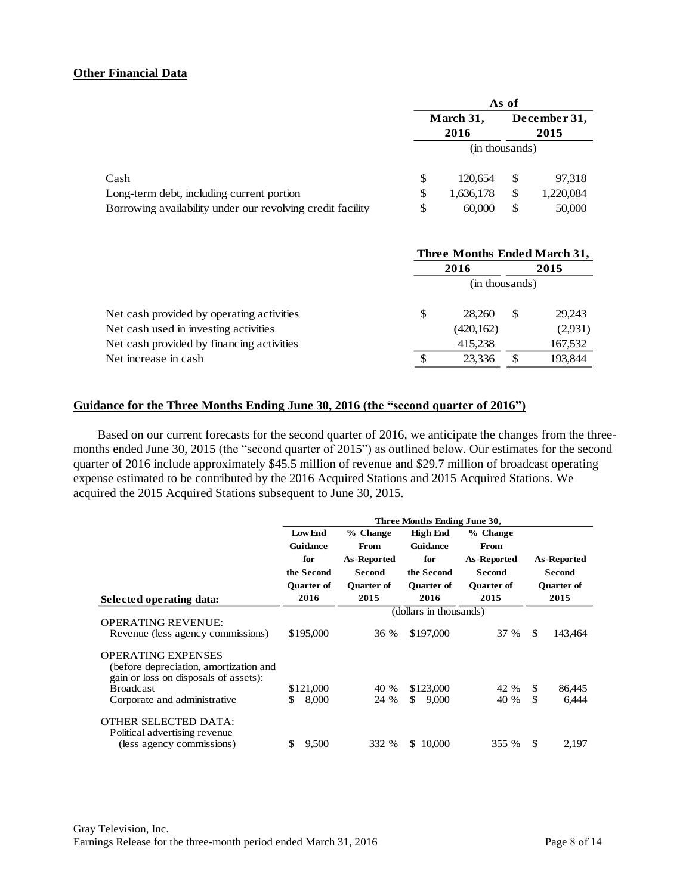**Other Financial Data**

| | As of | |
|---|---|---|
| | March 31, 2016 | December 31, 2015 |
| | (in thousands) | |
| Cash | $ 120,654 | $ 97,318 |
| Long-term debt, including current portion | $ 1,636,178 | $ 1,220,084 |
| Borrowing availability under our revolving credit facility | $ 60,000 | $ 50,000 |

| | Three Months Ended March 31, | |
|---|---|---|
| | 2016 | 2015 |
| | (in thousands) | |
| Net cash provided by operating activities | $ 28,260 | $ 29,243 |
| Net cash used in investing activities | (420,162) | (2,931) |
| Net cash provided by financing activities | 415,238 | 167,532 |
| Net increase in cash | $ 23,336 | $ 193,844 |

**Guidance for the Three Months Ending June 30, 2016 (the "second quarter of 2016")**

Based on our current forecasts for the second quarter of 2016, we anticipate the changes from the three-months ended June 30, 2015 (the "second quarter of 2015") as outlined below. Our estimates for the second quarter of 2016 include approximately $45.5 million of revenue and $29.7 million of broadcast operating expense estimated to be contributed by the 2016 Acquired Stations and 2015 Acquired Stations. We acquired the 2015 Acquired Stations subsequent to June 30, 2015.

| | Three Months Ending June 30, | | | | |
|---|---|---|---|---|---|
| Selected operating data: | Low End Guidance for the Second Quarter of 2016 | % Change From As-Reported Second Quarter of 2015 | High End Guidance for the Second Quarter of 2016 | % Change From As-Reported Second Quarter of 2015 | As-Reported Second Quarter of 2015 |
| | (dollars in thousands) | | | | |
| OPERATING REVENUE: | | | | | |
| Revenue (less agency commissions) | $195,000 | 36 % | $197,000 | 37 % | $ 143,464 |
| OPERATING EXPENSES (before depreciation, amortization and gain or loss on disposals of assets): | | | | | |
| Broadcast | $121,000 | 40 % | $123,000 | 42 % | $ 86,445 |
| Corporate and administrative | $ 8,000 | 24 % | $ 9,000 | 40 % | $ 6,444 |
| OTHER SELECTED DATA: | | | | | |
| Political advertising revenue (less agency commissions) | $ 9,500 | 332 % | $ 10,000 | 355 % | $ 2,197 |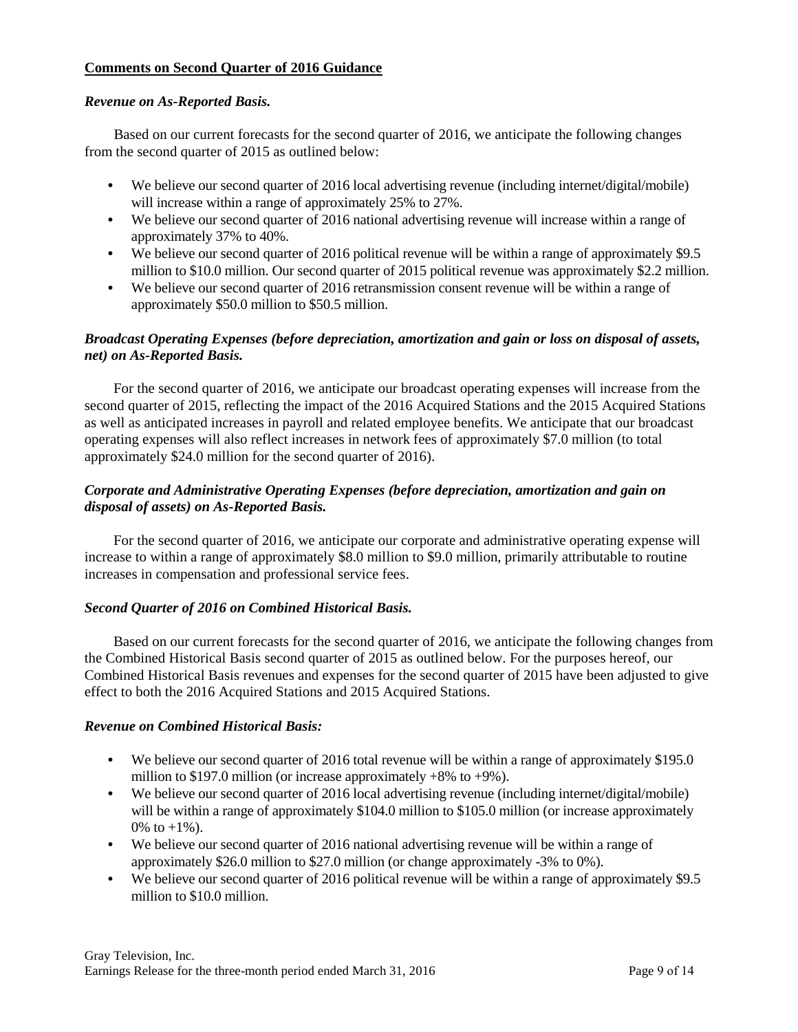## Comments on Second Quarter of 2016 Guidance

### *Revenue on As-Reported Basis.*

Based on our current forecasts for the second quarter of 2016, we anticipate the following changes from the second quarter of 2015 as outlined below:

- We believe our second quarter of 2016 local advertising revenue (including internet/digital/mobile) will increase within a range of approximately 25% to 27%.
- We believe our second quarter of 2016 national advertising revenue will increase within a range of approximately 37% to 40%.
- We believe our second quarter of 2016 political revenue will be within a range of approximately $9.5 million to $10.0 million. Our second quarter of 2015 political revenue was approximately $2.2 million.
- We believe our second quarter of 2016 retransmission consent revenue will be within a range of approximately $50.0 million to $50.5 million.

### *Broadcast Operating Expenses (before depreciation, amortization and gain or loss on disposal of assets, net) on As-Reported Basis.*

For the second quarter of 2016, we anticipate our broadcast operating expenses will increase from the second quarter of 2015, reflecting the impact of the 2016 Acquired Stations and the 2015 Acquired Stations as well as anticipated increases in payroll and related employee benefits. We anticipate that our broadcast operating expenses will also reflect increases in network fees of approximately $7.0 million (to total approximately $24.0 million for the second quarter of 2016).

### *Corporate and Administrative Operating Expenses (before depreciation, amortization and gain on disposal of assets) on As-Reported Basis.*

For the second quarter of 2016, we anticipate our corporate and administrative operating expense will increase to within a range of approximately $8.0 million to $9.0 million, primarily attributable to routine increases in compensation and professional service fees.

### *Second Quarter of 2016 on Combined Historical Basis.*

Based on our current forecasts for the second quarter of 2016, we anticipate the following changes from the Combined Historical Basis second quarter of 2015 as outlined below. For the purposes hereof, our Combined Historical Basis revenues and expenses for the second quarter of 2015 have been adjusted to give effect to both the 2016 Acquired Stations and 2015 Acquired Stations.

### *Revenue on Combined Historical Basis:*

- We believe our second quarter of 2016 total revenue will be within a range of approximately $195.0 million to $197.0 million (or increase approximately +8% to +9%).
- We believe our second quarter of 2016 local advertising revenue (including internet/digital/mobile) will be within a range of approximately $104.0 million to $105.0 million (or increase approximately 0% to +1%).
- We believe our second quarter of 2016 national advertising revenue will be within a range of approximately $26.0 million to $27.0 million (or change approximately -3% to 0%).
- We believe our second quarter of 2016 political revenue will be within a range of approximately $9.5 million to $10.0 million.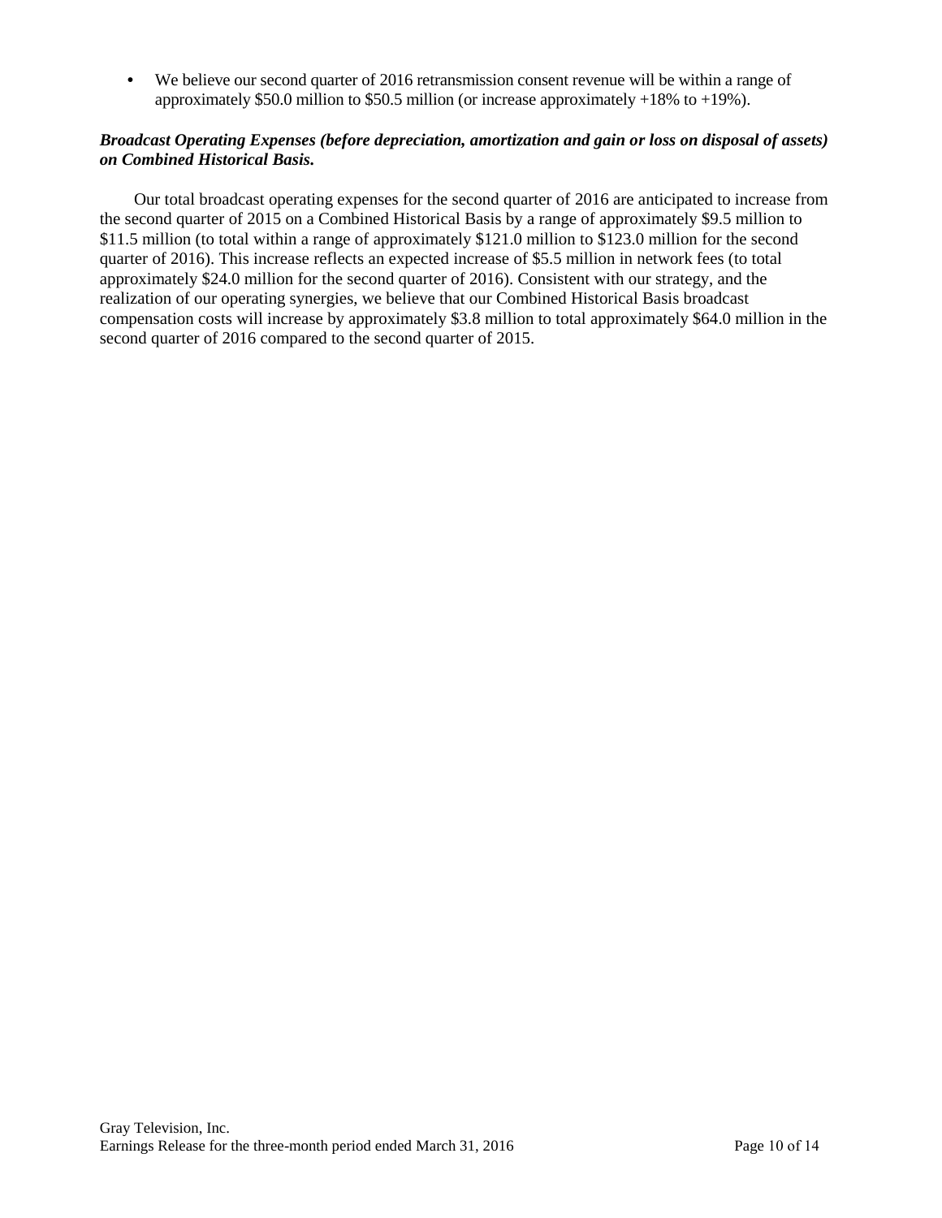- We believe our second quarter of 2016 retransmission consent revenue will be within a range of approximately $50.0 million to $50.5 million (or increase approximately +18% to +19%).

***Broadcast Operating Expenses (before depreciation, amortization and gain or loss on disposal of assets) on Combined Historical Basis.***

Our total broadcast operating expenses for the second quarter of 2016 are anticipated to increase from the second quarter of 2015 on a Combined Historical Basis by a range of approximately $9.5 million to $11.5 million (to total within a range of approximately $121.0 million to $123.0 million for the second quarter of 2016). This increase reflects an expected increase of $5.5 million in network fees (to total approximately $24.0 million for the second quarter of 2016). Consistent with our strategy, and the realization of our operating synergies, we believe that our Combined Historical Basis broadcast compensation costs will increase by approximately $3.8 million to total approximately $64.0 million in the second quarter of 2016 compared to the second quarter of 2015.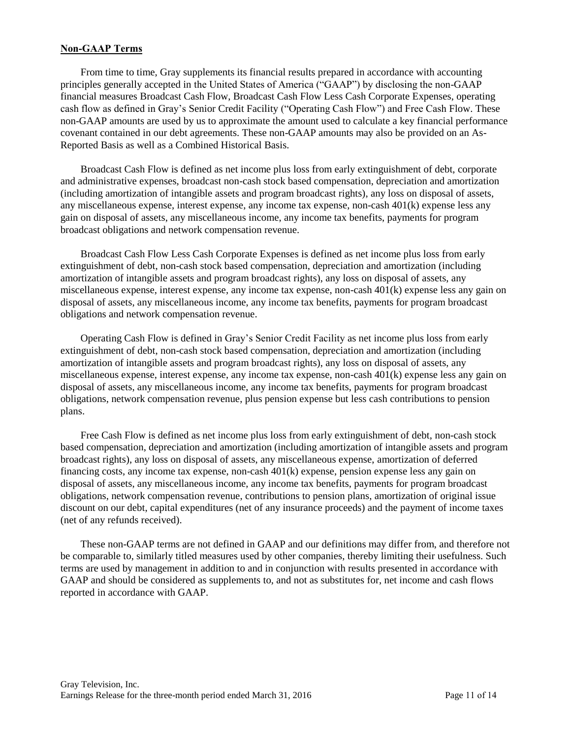## Non-GAAP Terms

From time to time, Gray supplements its financial results prepared in accordance with accounting principles generally accepted in the United States of America ("GAAP") by disclosing the non-GAAP financial measures Broadcast Cash Flow, Broadcast Cash Flow Less Cash Corporate Expenses, operating cash flow as defined in Gray's Senior Credit Facility ("Operating Cash Flow") and Free Cash Flow. These non-GAAP amounts are used by us to approximate the amount used to calculate a key financial performance covenant contained in our debt agreements. These non-GAAP amounts may also be provided on an As-Reported Basis as well as a Combined Historical Basis.

Broadcast Cash Flow is defined as net income plus loss from early extinguishment of debt, corporate and administrative expenses, broadcast non-cash stock based compensation, depreciation and amortization (including amortization of intangible assets and program broadcast rights), any loss on disposal of assets, any miscellaneous expense, interest expense, any income tax expense, non-cash 401(k) expense less any gain on disposal of assets, any miscellaneous income, any income tax benefits, payments for program broadcast obligations and network compensation revenue.

Broadcast Cash Flow Less Cash Corporate Expenses is defined as net income plus loss from early extinguishment of debt, non-cash stock based compensation, depreciation and amortization (including amortization of intangible assets and program broadcast rights), any loss on disposal of assets, any miscellaneous expense, interest expense, any income tax expense, non-cash 401(k) expense less any gain on disposal of assets, any miscellaneous income, any income tax benefits, payments for program broadcast obligations and network compensation revenue.

Operating Cash Flow is defined in Gray's Senior Credit Facility as net income plus loss from early extinguishment of debt, non-cash stock based compensation, depreciation and amortization (including amortization of intangible assets and program broadcast rights), any loss on disposal of assets, any miscellaneous expense, interest expense, any income tax expense, non-cash 401(k) expense less any gain on disposal of assets, any miscellaneous income, any income tax benefits, payments for program broadcast obligations, network compensation revenue, plus pension expense but less cash contributions to pension plans.

Free Cash Flow is defined as net income plus loss from early extinguishment of debt, non-cash stock based compensation, depreciation and amortization (including amortization of intangible assets and program broadcast rights), any loss on disposal of assets, any miscellaneous expense, amortization of deferred financing costs, any income tax expense, non-cash 401(k) expense, pension expense less any gain on disposal of assets, any miscellaneous income, any income tax benefits, payments for program broadcast obligations, network compensation revenue, contributions to pension plans, amortization of original issue discount on our debt, capital expenditures (net of any insurance proceeds) and the payment of income taxes (net of any refunds received).

These non-GAAP terms are not defined in GAAP and our definitions may differ from, and therefore not be comparable to, similarly titled measures used by other companies, thereby limiting their usefulness. Such terms are used by management in addition to and in conjunction with results presented in accordance with GAAP and should be considered as supplements to, and not as substitutes for, net income and cash flows reported in accordance with GAAP.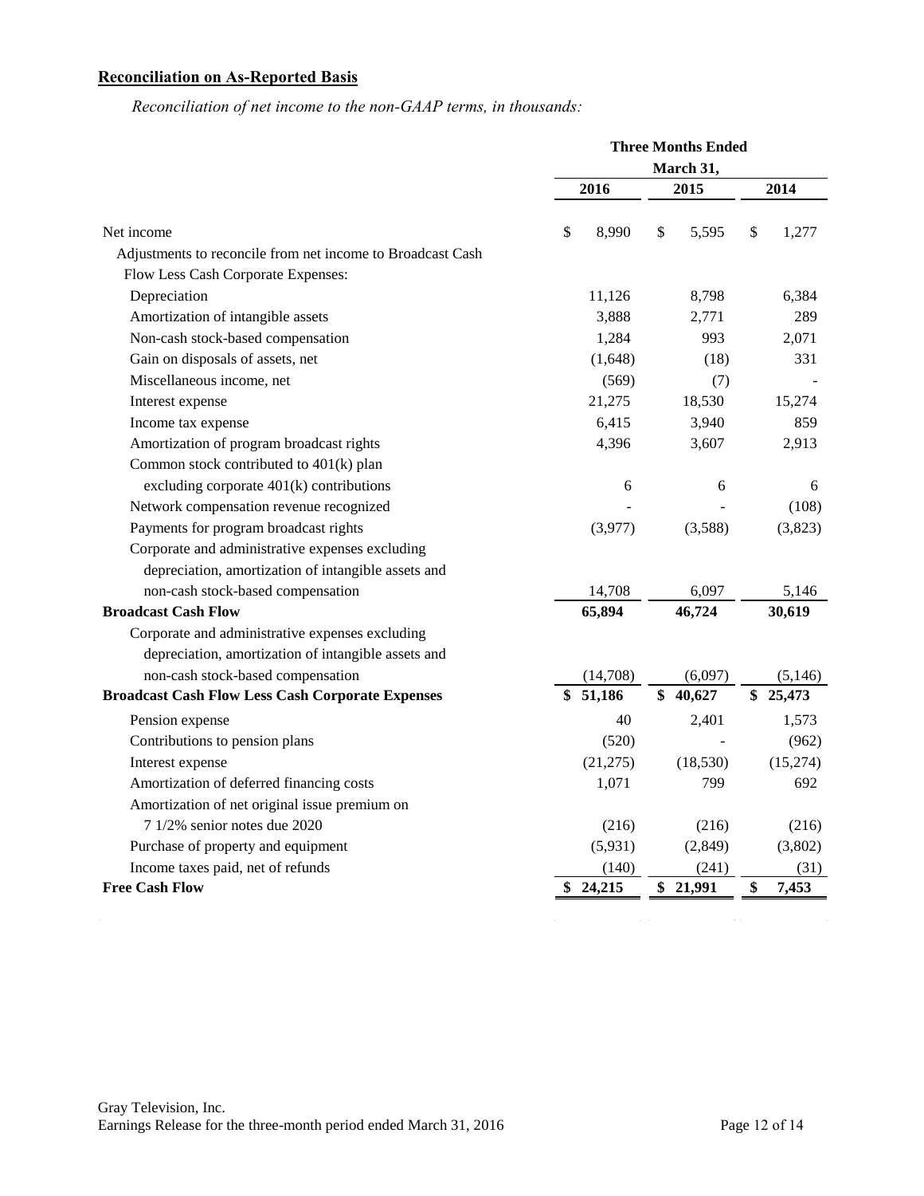**Reconciliation on As-Reported Basis**

*Reconciliation of net income to the non-GAAP terms, in thousands:*

| | Three Months Ended March 31, | | |
|---|---|---|---|
| | 2016 | 2015 | 2014 |
| Net income | $ 8,990 | $ 5,595 | $ 1,277 |
| Adjustments to reconcile from net income to Broadcast Cash Flow Less Cash Corporate Expenses: | | | |
| Depreciation | 11,126 | 8,798 | 6,384 |
| Amortization of intangible assets | 3,888 | 2,771 | 289 |
| Non-cash stock-based compensation | 1,284 | 993 | 2,071 |
| Gain on disposals of assets, net | (1,648) | (18) | 331 |
| Miscellaneous income, net | (569) | (7) | - |
| Interest expense | 21,275 | 18,530 | 15,274 |
| Income tax expense | 6,415 | 3,940 | 859 |
| Amortization of program broadcast rights | 4,396 | 3,607 | 2,913 |
| Common stock contributed to 401(k) plan excluding corporate 401(k) contributions | 6 | 6 | 6 |
| Network compensation revenue recognized | - | - | (108) |
| Payments for program broadcast rights | (3,977) | (3,588) | (3,823) |
| Corporate and administrative expenses excluding depreciation, amortization of intangible assets and non-cash stock-based compensation | 14,708 | 6,097 | 5,146 |
| **Broadcast Cash Flow** | **65,894** | **46,724** | **30,619** |
| Corporate and administrative expenses excluding depreciation, amortization of intangible assets and non-cash stock-based compensation | (14,708) | (6,097) | (5,146) |
| **Broadcast Cash Flow Less Cash Corporate Expenses** | **$ 51,186** | **$ 40,627** | **$ 25,473** |
| Pension expense | 40 | 2,401 | 1,573 |
| Contributions to pension plans | (520) | - | (962) |
| Interest expense | (21,275) | (18,530) | (15,274) |
| Amortization of deferred financing costs | 1,071 | 799 | 692 |
| Amortization of net original issue premium on 7 1/2% senior notes due 2020 | (216) | (216) | (216) |
| Purchase of property and equipment | (5,931) | (2,849) | (3,802) |
| Income taxes paid, net of refunds | (140) | (241) | (31) |
| **Free Cash Flow** | **$ 24,215** | **$ 21,991** | **$ 7,453** |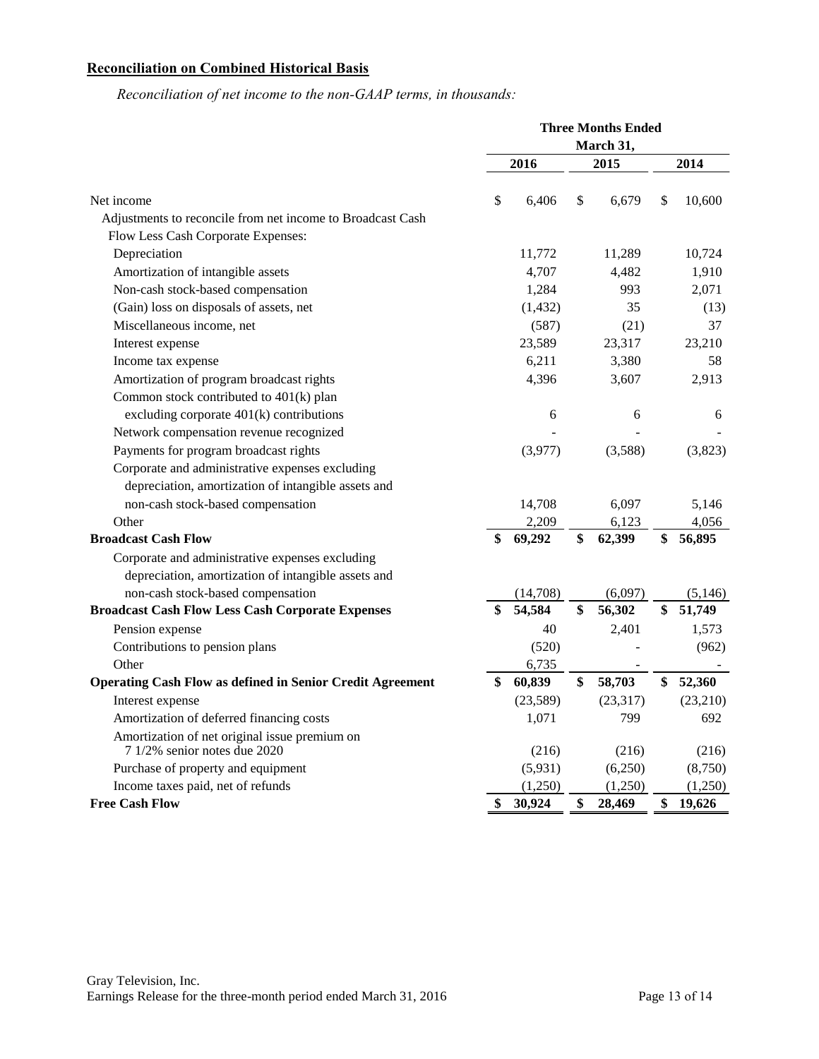## Reconciliation on Combined Historical Basis

*Reconciliation of net income to the non-GAAP terms, in thousands:*

| | Three Months Ended March 31, | | |
|---|---|---|---|
| | 2016 | 2015 | 2014 |
| Net income | $ 6,406 | $ 6,679 | $ 10,600 |
| Adjustments to reconcile from net income to Broadcast Cash Flow Less Cash Corporate Expenses: | | | |
| Depreciation | 11,772 | 11,289 | 10,724 |
| Amortization of intangible assets | 4,707 | 4,482 | 1,910 |
| Non-cash stock-based compensation | 1,284 | 993 | 2,071 |
| (Gain) loss on disposals of assets, net | (1,432) | 35 | (13) |
| Miscellaneous income, net | (587) | (21) | 37 |
| Interest expense | 23,589 | 23,317 | 23,210 |
| Income tax expense | 6,211 | 3,380 | 58 |
| Amortization of program broadcast rights | 4,396 | 3,607 | 2,913 |
| Common stock contributed to 401(k) plan excluding corporate 401(k) contributions | 6 | 6 | 6 |
| Network compensation revenue recognized | - | - | - |
| Payments for program broadcast rights | (3,977) | (3,588) | (3,823) |
| Corporate and administrative expenses excluding depreciation, amortization of intangible assets and non-cash stock-based compensation | 14,708 | 6,097 | 5,146 |
| Other | 2,209 | 6,123 | 4,056 |
| **Broadcast Cash Flow** | **$ 69,292** | **$ 62,399** | **$ 56,895** |
| Corporate and administrative expenses excluding depreciation, amortization of intangible assets and non-cash stock-based compensation | (14,708) | (6,097) | (5,146) |
| **Broadcast Cash Flow Less Cash Corporate Expenses** | **$ 54,584** | **$ 56,302** | **$ 51,749** |
| Pension expense | 40 | 2,401 | 1,573 |
| Contributions to pension plans | (520) | - | (962) |
| Other | 6,735 | - | - |
| **Operating Cash Flow as defined in Senior Credit Agreement** | **$ 60,839** | **$ 58,703** | **$ 52,360** |
| Interest expense | (23,589) | (23,317) | (23,210) |
| Amortization of deferred financing costs | 1,071 | 799 | 692 |
| Amortization of net original issue premium on 7 1/2% senior notes due 2020 | (216) | (216) | (216) |
| Purchase of property and equipment | (5,931) | (6,250) | (8,750) |
| Income taxes paid, net of refunds | (1,250) | (1,250) | (1,250) |
| **Free Cash Flow** | **$ 30,924** | **$ 28,469** | **$ 19,626** |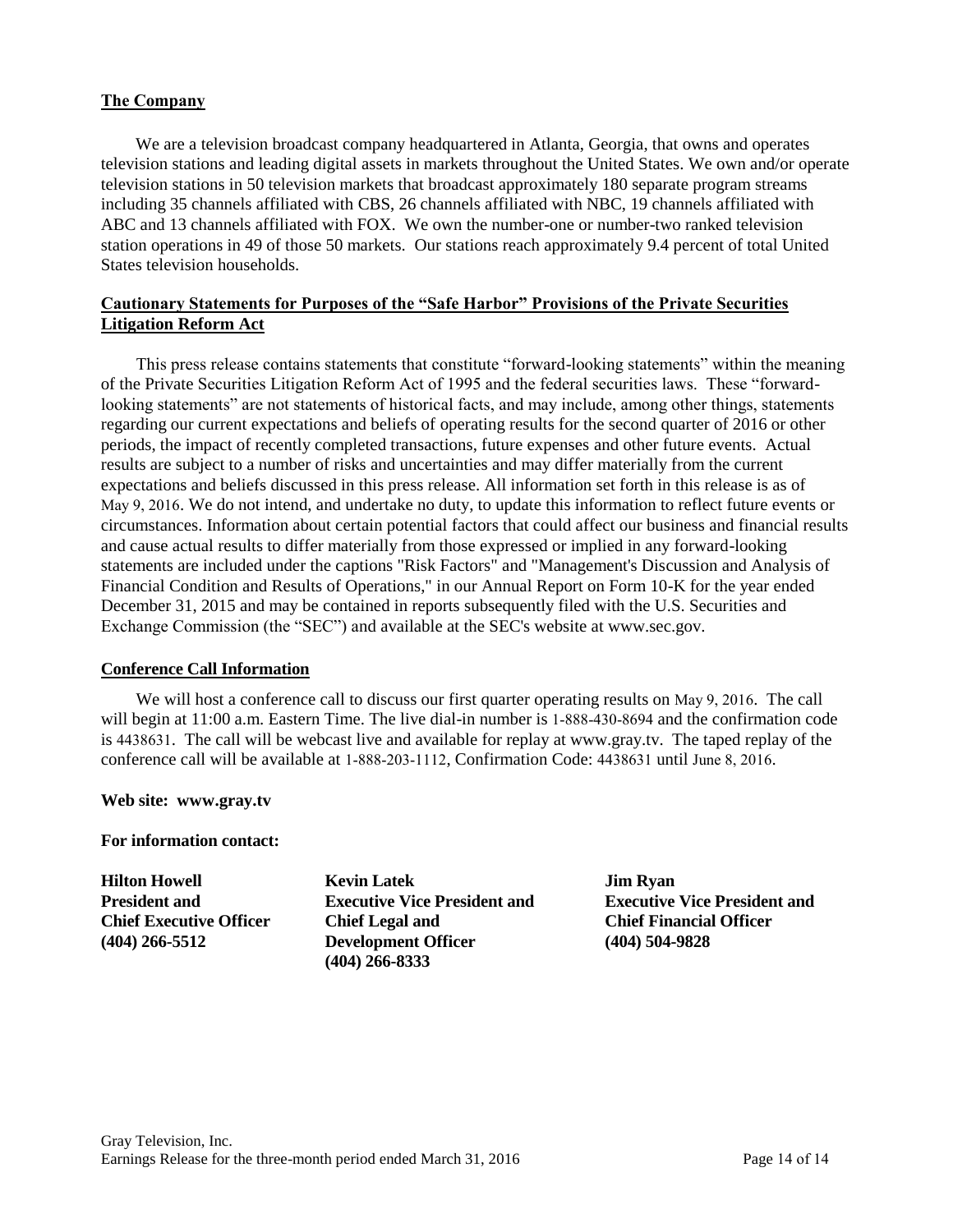**The Company**

We are a television broadcast company headquartered in Atlanta, Georgia, that owns and operates television stations and leading digital assets in markets throughout the United States. We own and/or operate television stations in 50 television markets that broadcast approximately 180 separate program streams including 35 channels affiliated with CBS, 26 channels affiliated with NBC, 19 channels affiliated with ABC and 13 channels affiliated with FOX. We own the number-one or number-two ranked television station operations in 49 of those 50 markets. Our stations reach approximately 9.4 percent of total United States television households.

**Cautionary Statements for Purposes of the "Safe Harbor" Provisions of the Private Securities Litigation Reform Act**

This press release contains statements that constitute "forward-looking statements" within the meaning of the Private Securities Litigation Reform Act of 1995 and the federal securities laws. These "forward-looking statements" are not statements of historical facts, and may include, among other things, statements regarding our current expectations and beliefs of operating results for the second quarter of 2016 or other periods, the impact of recently completed transactions, future expenses and other future events. Actual results are subject to a number of risks and uncertainties and may differ materially from the current expectations and beliefs discussed in this press release. All information set forth in this release is as of May 9, 2016. We do not intend, and undertake no duty, to update this information to reflect future events or circumstances. Information about certain potential factors that could affect our business and financial results and cause actual results to differ materially from those expressed or implied in any forward-looking statements are included under the captions "Risk Factors" and "Management's Discussion and Analysis of Financial Condition and Results of Operations," in our Annual Report on Form 10-K for the year ended December 31, 2015 and may be contained in reports subsequently filed with the U.S. Securities and Exchange Commission (the "SEC") and available at the SEC's website at www.sec.gov.

**Conference Call Information**

We will host a conference call to discuss our first quarter operating results on May 9, 2016. The call will begin at 11:00 a.m. Eastern Time. The live dial-in number is 1-888-430-8694 and the confirmation code is 4438631. The call will be webcast live and available for replay at www.gray.tv. The taped replay of the conference call will be available at 1-888-203-1112, Confirmation Code: 4438631 until June 8, 2016.

**Web site: www.gray.tv**

**For information contact:**

**Hilton Howell**
**President and**
**Chief Executive Officer**
**(404) 266-5512**

**Kevin Latek**
**Executive Vice President and**
**Chief Legal and**
**Development Officer**
**(404) 266-8333**

**Jim Ryan**
**Executive Vice President and**
**Chief Financial Officer**
**(404) 504-9828**